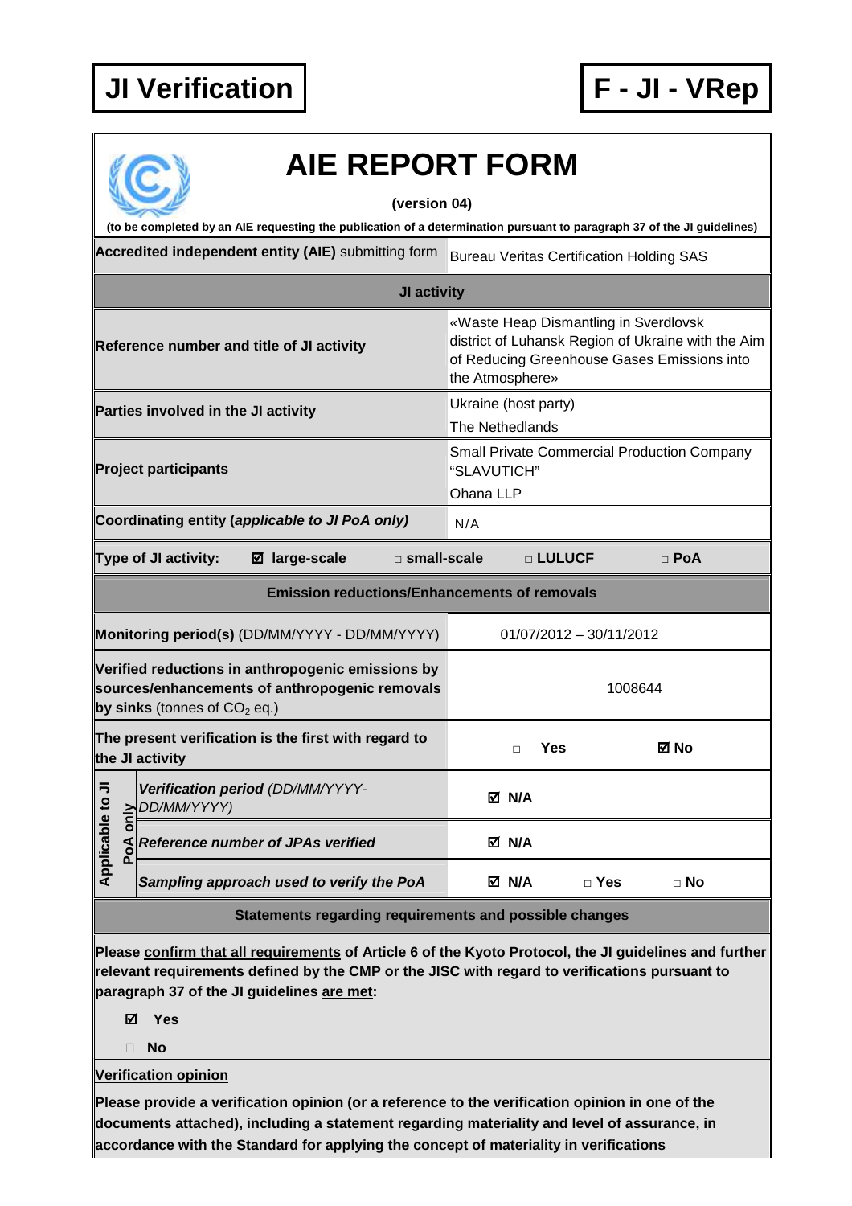**JI Verification** **F - JI - VRep**

# AIE REPORT FORM

**(version 04)**

**(to be completed by an AIE requesting the publication of a determination pursuant to paragraph 37 of the JI guidelines)**

| **Accredited independent entity (AIE)** submitting form | Bureau Veritas Certification Holding SAS |
|---|---|
| **JI activity** | |
| **Reference number and title of JI activity** | «Waste Heap Dismantling in Sverdlovsk district of Luhansk Region of Ukraine with the Aim of Reducing Greenhouse Gases Emissions into the Atmosphere» |
| **Parties involved in the JI activity** | Ukraine (host party)<br>The Nethedlands |
| **Project participants** | Small Private Commercial Production Company "SLAVUTICH"<br>Ohana LLP |
| **Coordinating entity (*applicable to JI PoA only*)** | N/A |
| **Type of JI activity:** ☑ **large-scale** □ **small-scale** □ **LULUCF** □ **PoA** | |
| **Emission reductions/Enhancements of removals** | |
| **Monitoring period(s)** (DD/MM/YYYY - DD/MM/YYYY) | 01/07/2012 – 30/11/2012 |
| **Verified reductions in anthropogenic emissions by sources/enhancements of anthropogenic removals by sinks** (tonnes of $CO_2$ eq.) | 1008644 |
| **The present verification is the first with regard to the JI activity** | □ **Yes** ☑ **No** |
| **Applicable to JI PoA only:** ***Verification period*** *(DD/MM/YYYY-DD/MM/YYYY)* | ☑ **N/A** |
| **Applicable to JI PoA only:** ***Reference number of JPAs verified*** | ☑ **N/A** |
| **Applicable to JI PoA only:** ***Sampling approach used to verify the PoA*** | ☑ **N/A** □ **Yes** □ **No** |
| **Statements regarding requirements and possible changes** | |

**Please confirm that all requirements of Article 6 of the Kyoto Protocol, the JI guidelines and further relevant requirements defined by the CMP or the JISC with regard to verifications pursuant to paragraph 37 of the JI guidelines are met:**

☑ **Yes**

□ **No**

**Verification opinion**

**Please provide a verification opinion (or a reference to the verification opinion in one of the documents attached), including a statement regarding materiality and level of assurance, in accordance with the Standard for applying the concept of materiality in verifications**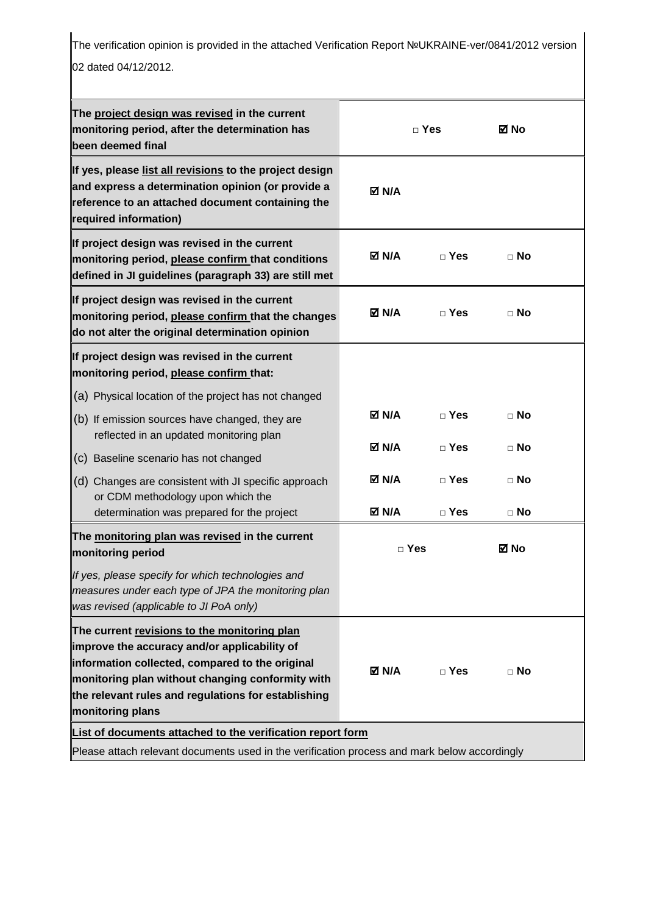The verification opinion is provided in the attached Verification Report №UKRAINE-ver/0841/2012 version 02 dated 04/12/2012.

| | | | |
|---|---|---|---|
| **The project design was revised in the current monitoring period, after the determination has been deemed final** | | □ Yes | ☑ No |
| **If yes, please list all revisions to the project design and express a determination opinion (or provide a reference to an attached document containing the required information)** | ☑ N/A | | |
| **If project design was revised in the current monitoring period, please confirm that conditions defined in JI guidelines (paragraph 33) are still met** | ☑ N/A | □ Yes | □ No |
| **If project design was revised in the current monitoring period, please confirm that the changes do not alter the original determination opinion** | ☑ N/A | □ Yes | □ No |
| **If project design was revised in the current monitoring period, please confirm that:** | | | |
| (a) Physical location of the project has not changed | ☑ N/A | □ Yes | □ No |
| (b) If emission sources have changed, they are reflected in an updated monitoring plan | ☑ N/A | □ Yes | □ No |
| (c) Baseline scenario has not changed | ☑ N/A | □ Yes | □ No |
| (d) Changes are consistent with JI specific approach or CDM methodology upon which the determination was prepared for the project | ☑ N/A | □ Yes | □ No |
| **The monitoring plan was revised in the current monitoring period** | □ Yes | | ☑ No |
| *If yes, please specify for which technologies and measures under each type of JPA the monitoring plan was revised (applicable to JI PoA only)* | | | |
| **The current revisions to the monitoring plan improve the accuracy and/or applicability of information collected, compared to the original monitoring plan without changing conformity with the relevant rules and regulations for establishing monitoring plans** | ☑ N/A | □ Yes | □ No |
| **List of documents attached to the verification report form** | | | |
| Please attach relevant documents used in the verification process and mark below accordingly | | | |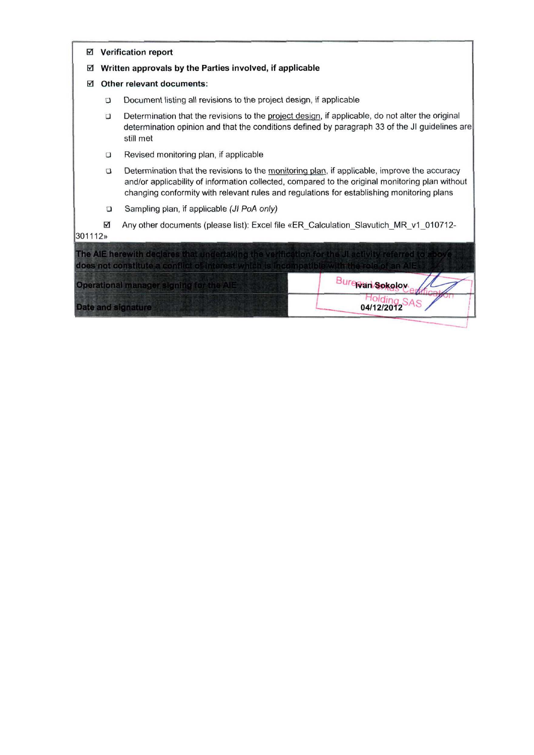- ☑ **Verification report**
- ☑ **Written approvals by the Parties involved, if applicable**
- ☑ **Other relevant documents:**
  - ☐ Document listing all revisions to the project design, if applicable
  - ☐ Determination that the revisions to the project design, if applicable, do not alter the original determination opinion and that the conditions defined by paragraph 33 of the JI guidelines are still met
  - ☐ Revised monitoring plan, if applicable
  - ☐ Determination that the revisions to the monitoring plan, if applicable, improve the accuracy and/or applicability of information collected, compared to the original monitoring plan without changing conformity with relevant rules and regulations for establishing monitoring plans
  - ☐ Sampling plan, if applicable *(JI PoA only)*
  - ☑ Any other documents (please list): Excel file «ER_Calculation_Slavutich_MR_v1_010712-301112»

| | |
|---|---|
| **The AIE herewith declares that undertaking the verification for the JI activity referred to above does not constitute a conflict of interest which is incompatible with the role of an AIE** | |
| **Operational manager signing for the AIE** | **Ivan Sokolov** |
| **Date and signature** | **04/12/2012** |

Bureau Veritas Certification Holding SAS